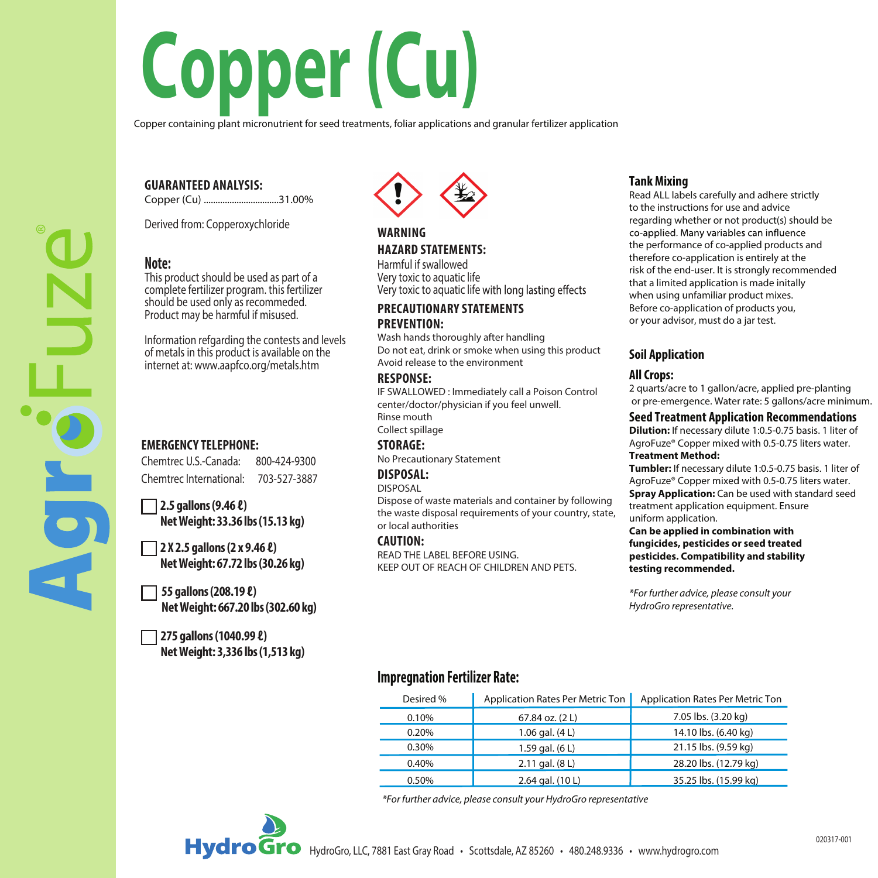# Copper (Cu)

Copper containing plant micronutrient for seed treatments, foliar applications and granular fertilizer application

AgroFuze®

**GUARANTEED ANALYSIS:**
Copper (Cu) ................................31.00%

Derived from: Copperoxychloride

**Note:**
This product should be used as part of a complete fertilizer program. this fertilizer should be used only as recommeded. Product may be harmful if misused.

Information refgarding the contests and levels of metals in this product is available on the internet at: www.aapfco.org/metals.htm

**EMERGENCY TELEPHONE:**
Chemtrec U.S.-Canada: 800-424-9300
Chemtrec International: 703-527-3887

☐ **2.5 gallons (9.46 ℓ)**
**Net Weight: 33.36 lbs (15.13 kg)**

☐ **2 X 2.5 gallons (2 x 9.46 ℓ)**
**Net Weight: 67.72 lbs (30.26 kg)**

☐ **55 gallons (208.19 ℓ)**
**Net Weight: 667.20 lbs (302.60 kg)**

☐ **275 gallons (1040.99 ℓ)**
**Net Weight: 3,336 lbs (1,513 kg)**

**WARNING**

**HAZARD STATEMENTS:**
Harmful if swallowed
Very toxic to aquatic life
Very toxic to aquatic life with long lasting effects

**PRECAUTIONARY STATEMENTS**

**PREVENTION:**
Wash hands thoroughly after handling
Do not eat, drink or smoke when using this product
Avoid release to the environment

**RESPONSE:**
IF SWALLOWED : Immediately call a Poison Control center/doctor/physician if you feel unwell.
Rinse mouth
Collect spillage

**STORAGE:**
No Precautionary Statement

**DISPOSAL:**
DISPOSAL
Dispose of waste materials and container by following the waste disposal requirements of your country, state, or local authorities

**CAUTION:**
READ THE LABEL BEFORE USING.
KEEP OUT OF REACH OF CHILDREN AND PETS.

## Tank Mixing

Read ALL labels carefully and adhere strictly to the instructions for use and advice regarding whether or not product(s) should be co-applied. Many variables can influence the performance of co-applied products and therefore co-application is entirely at the risk of the end-user. It is strongly recommended that a limited application is made initally when using unfamiliar product mixes. Before co-application of products you, or your advisor, must do a jar test.

## Soil Application

### All Crops:

2 quarts/acre to 1 gallon/acre, applied pre-planting or pre-emergence. Water rate: 5 gallons/acre minimum.

### Seed Treatment Application Recommendations

**Dilution:** If necessary dilute 1:0.5-0.75 basis. 1 liter of AgroFuze® Copper mixed with 0.5-0.75 liters water.
**Treatment Method:**
**Tumbler:** If necessary dilute 1:0.5-0.75 basis. 1 liter of AgroFuze® Copper mixed with 0.5-0.75 liters water.
**Spray Application:** Can be used with standard seed treatment application equipment. Ensure uniform application.
**Can be applied in combination with fungicides, pesticides or seed treated pesticides. Compatibility and stability testing recommended.**

*\*For further advice, please consult your HydroGro representative.*

## Impregnation Fertilizer Rate:

| Desired % | Application Rates Per Metric Ton | Application Rates Per Metric Ton |
|---|---|---|
| 0.10% | 67.84 oz. (2 L) | 7.05 lbs. (3.20 kg) |
| 0.20% | 1.06 gal. (4 L) | 14.10 lbs. (6.40 kg) |
| 0.30% | 1.59 gal. (6 L) | 21.15 lbs. (9.59 kg) |
| 0.40% | 2.11 gal. (8 L) | 28.20 lbs. (12.79 kg) |
| 0.50% | 2.64 gal. (10 L) | 35.25 lbs. (15.99 kg) |

*\*For further advice, please consult your HydroGro representative*

HydroGro, LLC, 7881 East Gray Road • Scottsdale, AZ 85260 • 480.248.9336 • www.hydrogro.com

020317-001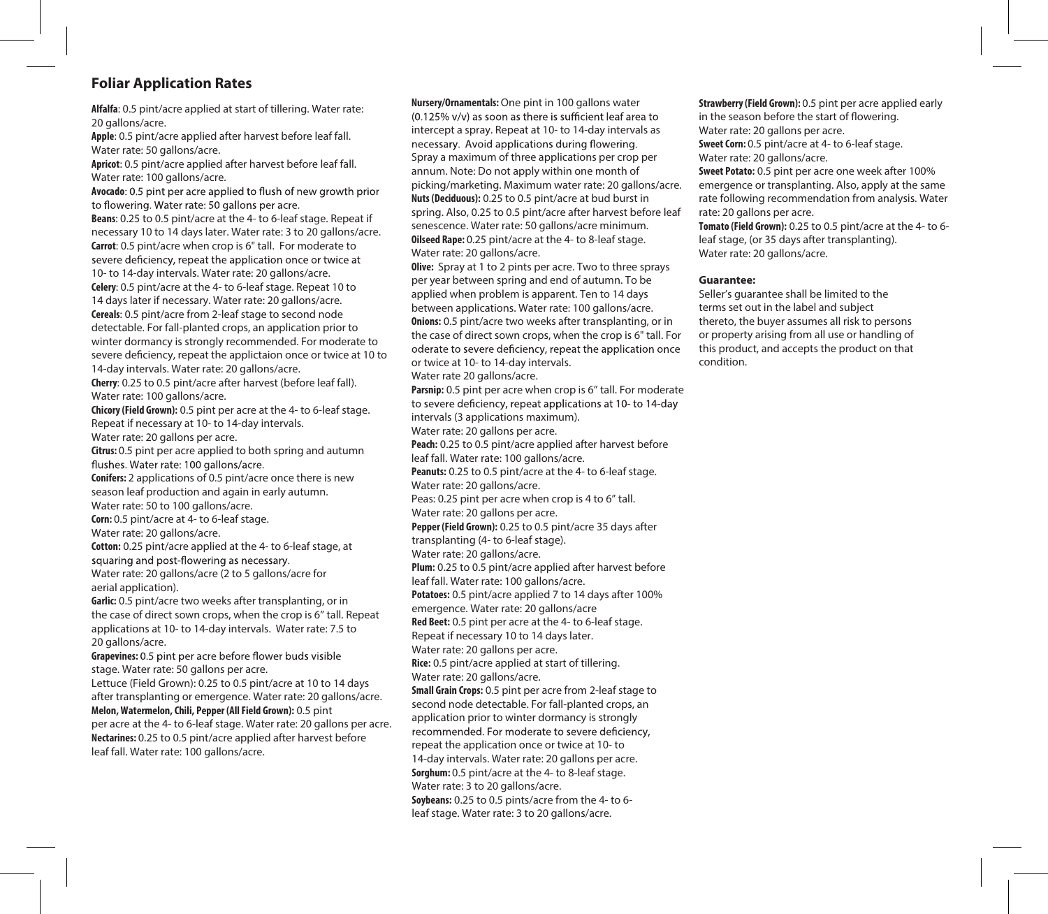## Foliar Application Rates

**Alfalfa**: 0.5 pint/acre applied at start of tillering. Water rate: 20 gallons/acre.

**Apple**: 0.5 pint/acre applied after harvest before leaf fall. Water rate: 50 gallons/acre.

**Apricot**: 0.5 pint/acre applied after harvest before leaf fall. Water rate: 100 gallons/acre.

**Avocado**: 0.5 pint per acre applied to flush of new growth prior to flowering. Water rate: 50 gallons per acre.

**Beans**: 0.25 to 0.5 pint/acre at the 4- to 6-leaf stage. Repeat if necessary 10 to 14 days later. Water rate: 3 to 20 gallons/acre.

**Carrot**: 0.5 pint/acre when crop is 6" tall. For moderate to severe deficiency, repeat the application once or twice at 10- to 14-day intervals. Water rate: 20 gallons/acre.

**Celery**: 0.5 pint/acre at the 4- to 6-leaf stage. Repeat 10 to 14 days later if necessary. Water rate: 20 gallons/acre.

**Cereals**: 0.5 pint/acre from 2-leaf stage to second node detectable. For fall-planted crops, an application prior to winter dormancy is strongly recommended. For moderate to severe deficiency, repeat the applictaion once or twice at 10 to 14-day intervals. Water rate: 20 gallons/acre.

**Cherry**: 0.25 to 0.5 pint/acre after harvest (before leaf fall). Water rate: 100 gallons/acre.

**Chicory (Field Grown):** 0.5 pint per acre at the 4- to 6-leaf stage. Repeat if necessary at 10- to 14-day intervals. Water rate: 20 gallons per acre.

**Citrus:** 0.5 pint per acre applied to both spring and autumn flushes. Water rate: 100 gallons/acre.

**Conifers:** 2 applications of 0.5 pint/acre once there is new season leaf production and again in early autumn. Water rate: 50 to 100 gallons/acre.

**Corn:** 0.5 pint/acre at 4- to 6-leaf stage. Water rate: 20 gallons/acre.

**Cotton:** 0.25 pint/acre applied at the 4- to 6-leaf stage, at squaring and post-flowering as necessary. Water rate: 20 gallons/acre (2 to 5 gallons/acre for aerial application).

**Garlic:** 0.5 pint/acre two weeks after transplanting, or in the case of direct sown crops, when the crop is 6" tall. Repeat applications at 10- to 14-day intervals. Water rate: 7.5 to 20 gallons/acre.

**Grapevines:** 0.5 pint per acre before flower buds visible stage. Water rate: 50 gallons per acre.

Lettuce (Field Grown): 0.25 to 0.5 pint/acre at 10 to 14 days after transplanting or emergence. Water rate: 20 gallons/acre.

**Melon, Watermelon, Chili, Pepper (All Field Grown):** 0.5 pint per acre at the 4- to 6-leaf stage. Water rate: 20 gallons per acre.

**Nectarines:** 0.25 to 0.5 pint/acre applied after harvest before leaf fall. Water rate: 100 gallons/acre.

**Nursery/Ornamentals:** One pint in 100 gallons water (0.125% v/v) as soon as there is sufficient leaf area to intercept a spray. Repeat at 10- to 14-day intervals as necessary. Avoid applications during flowering. Spray a maximum of three applications per crop per annum. Note: Do not apply within one month of picking/marketing. Maximum water rate: 20 gallons/acre.

**Nuts (Deciduous):** 0.25 to 0.5 pint/acre at bud burst in spring. Also, 0.25 to 0.5 pint/acre after harvest before leaf senescence. Water rate: 50 gallons/acre minimum.

**Oilseed Rape:** 0.25 pint/acre at the 4- to 8-leaf stage. Water rate: 20 gallons/acre.

**Olive:** Spray at 1 to 2 pints per acre. Two to three sprays per year between spring and end of autumn. To be applied when problem is apparent. Ten to 14 days between applications. Water rate: 100 gallons/acre.

**Onions:** 0.5 pint/acre two weeks after transplanting, or in the case of direct sown crops, when the crop is 6" tall. For oderate to severe deficiency, repeat the application once or twice at 10- to 14-day intervals. Water rate 20 gallons/acre.

**Parsnip:** 0.5 pint per acre when crop is 6" tall. For moderate to severe deficiency, repeat applications at 10- to 14-day intervals (3 applications maximum). Water rate: 20 gallons per acre.

**Peach:** 0.25 to 0.5 pint/acre applied after harvest before leaf fall. Water rate: 100 gallons/acre.

**Peanuts:** 0.25 to 0.5 pint/acre at the 4- to 6-leaf stage. Water rate: 20 gallons/acre.

Peas: 0.25 pint per acre when crop is 4 to 6" tall. Water rate: 20 gallons per acre.

**Pepper (Field Grown):** 0.25 to 0.5 pint/acre 35 days after transplanting (4- to 6-leaf stage). Water rate: 20 gallons/acre.

**Plum:** 0.25 to 0.5 pint/acre applied after harvest before leaf fall. Water rate: 100 gallons/acre.

**Potatoes:** 0.5 pint/acre applied 7 to 14 days after 100% emergence. Water rate: 20 gallons/acre

**Red Beet:** 0.5 pint per acre at the 4- to 6-leaf stage. Repeat if necessary 10 to 14 days later. Water rate: 20 gallons per acre.

**Rice:** 0.5 pint/acre applied at start of tillering. Water rate: 20 gallons/acre.

**Small Grain Crops:** 0.5 pint per acre from 2-leaf stage to second node detectable. For fall-planted crops, an application prior to winter dormancy is strongly recommended. For moderate to severe deficiency, repeat the application once or twice at 10- to 14-day intervals. Water rate: 20 gallons per acre.

**Sorghum:** 0.5 pint/acre at the 4- to 8-leaf stage. Water rate: 3 to 20 gallons/acre.

**Soybeans:** 0.25 to 0.5 pints/acre from the 4- to 6-leaf stage. Water rate: 3 to 20 gallons/acre.

**Strawberry (Field Grown):** 0.5 pint per acre applied early in the season before the start of flowering. Water rate: 20 gallons per acre.

**Sweet Corn:** 0.5 pint/acre at 4- to 6-leaf stage. Water rate: 20 gallons/acre.

**Sweet Potato:** 0.5 pint per acre one week after 100% emergence or transplanting. Also, apply at the same rate following recommendation from analysis. Water rate: 20 gallons per acre.

**Tomato (Field Grown):** 0.25 to 0.5 pint/acre at the 4- to 6-leaf stage, (or 35 days after transplanting). Water rate: 20 gallons/acre.

### Guarantee:

Seller's guarantee shall be limited to the terms set out in the label and subject thereto, the buyer assumes all risk to persons or property arising from all use or handling of this product, and accepts the product on that condition.